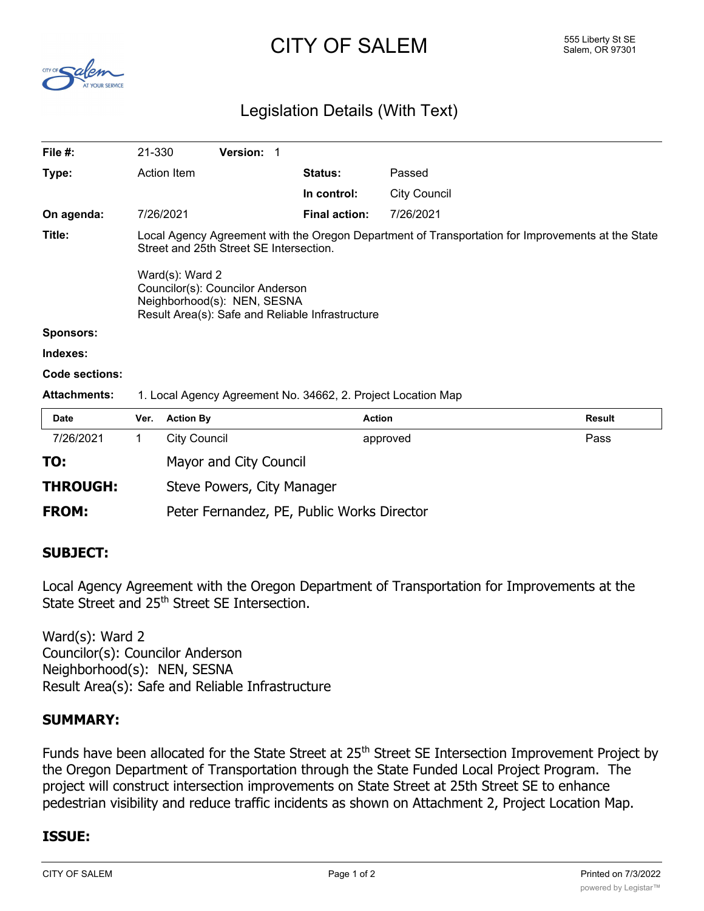# CITY OF SALEM

555 Liberty St SE
Salem, OR 97301

## Legislation Details (With Text)

| | | | |
|---|---|---|---|
| **File #:** | 21-330 **Version:** 1 | | |
| **Type:** | Action Item | **Status:** | Passed |
| | | **In control:** | City Council |
| **On agenda:** | 7/26/2021 | **Final action:** | 7/26/2021 |

**Title:** Local Agency Agreement with the Oregon Department of Transportation for Improvements at the State Street and 25th Street SE Intersection.

Ward(s): Ward 2
Councilor(s): Councilor Anderson
Neighborhood(s): NEN, SESNA
Result Area(s): Safe and Reliable Infrastructure

**Sponsors:**

**Indexes:**

**Code sections:**

**Attachments:** 1. Local Agency Agreement No. 34662, 2. Project Location Map

| Date | Ver. | Action By | Action | Result |
|---|---|---|---|---|
| 7/26/2021 | 1 | City Council | approved | Pass |

**TO:** Mayor and City Council

**THROUGH:** Steve Powers, City Manager

**FROM:** Peter Fernandez, PE, Public Works Director

### SUBJECT:

Local Agency Agreement with the Oregon Department of Transportation for Improvements at the State Street and 25th Street SE Intersection.

Ward(s): Ward 2
Councilor(s): Councilor Anderson
Neighborhood(s): NEN, SESNA
Result Area(s): Safe and Reliable Infrastructure

### SUMMARY:

Funds have been allocated for the State Street at 25th Street SE Intersection Improvement Project by the Oregon Department of Transportation through the State Funded Local Project Program. The project will construct intersection improvements on State Street at 25th Street SE to enhance pedestrian visibility and reduce traffic incidents as shown on Attachment 2, Project Location Map.

### ISSUE: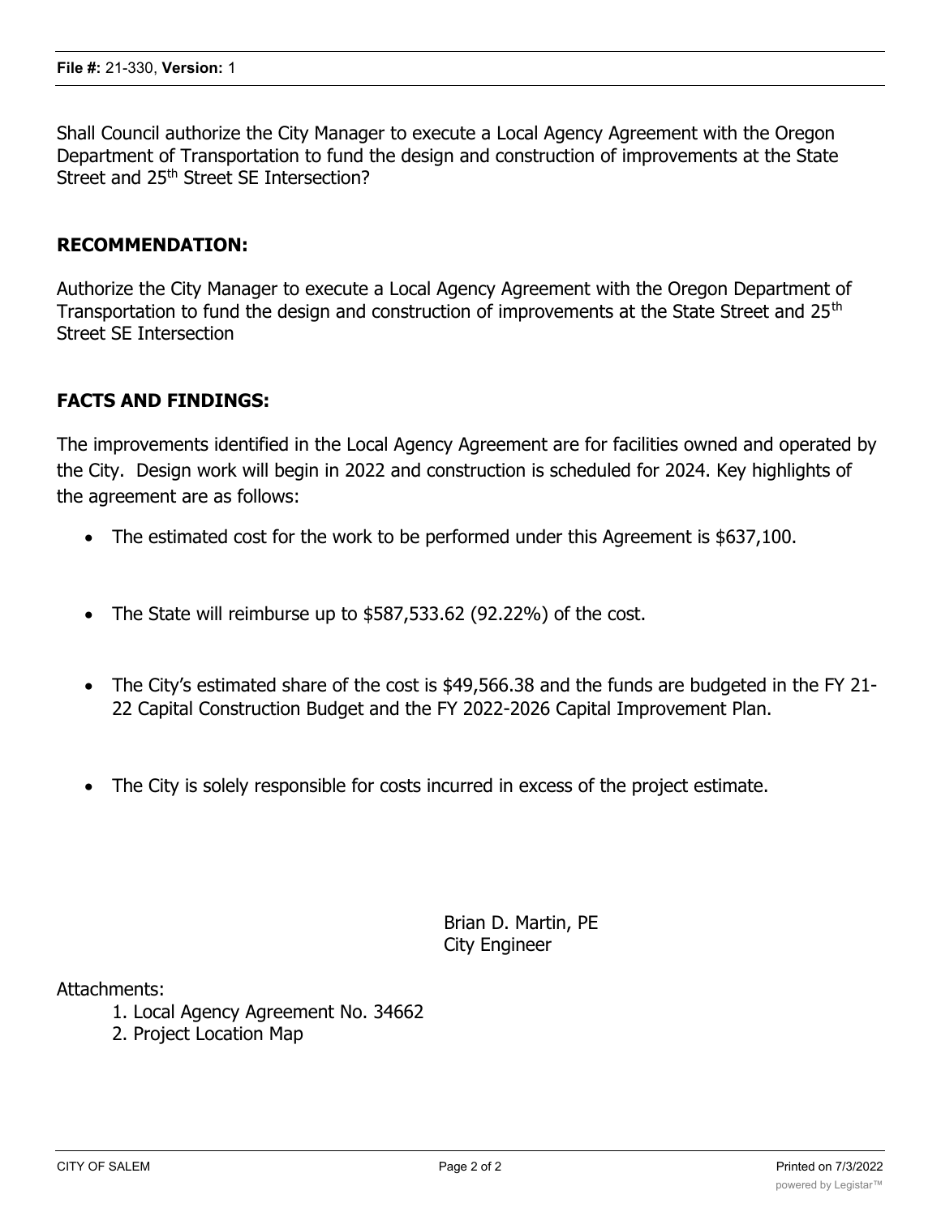Shall Council authorize the City Manager to execute a Local Agency Agreement with the Oregon Department of Transportation to fund the design and construction of improvements at the State Street and 25th Street SE Intersection?

**RECOMMENDATION:**

Authorize the City Manager to execute a Local Agency Agreement with the Oregon Department of Transportation to fund the design and construction of improvements at the State Street and 25th Street SE Intersection

**FACTS AND FINDINGS:**

The improvements identified in the Local Agency Agreement are for facilities owned and operated by the City. Design work will begin in 2022 and construction is scheduled for 2024. Key highlights of the agreement are as follows:

- The estimated cost for the work to be performed under this Agreement is $637,100.
- The State will reimburse up to $587,533.62 (92.22%) of the cost.
- The City's estimated share of the cost is $49,566.38 and the funds are budgeted in the FY 21-22 Capital Construction Budget and the FY 2022-2026 Capital Improvement Plan.
- The City is solely responsible for costs incurred in excess of the project estimate.

Brian D. Martin, PE
City Engineer

Attachments:

1. Local Agency Agreement No. 34662
2. Project Location Map